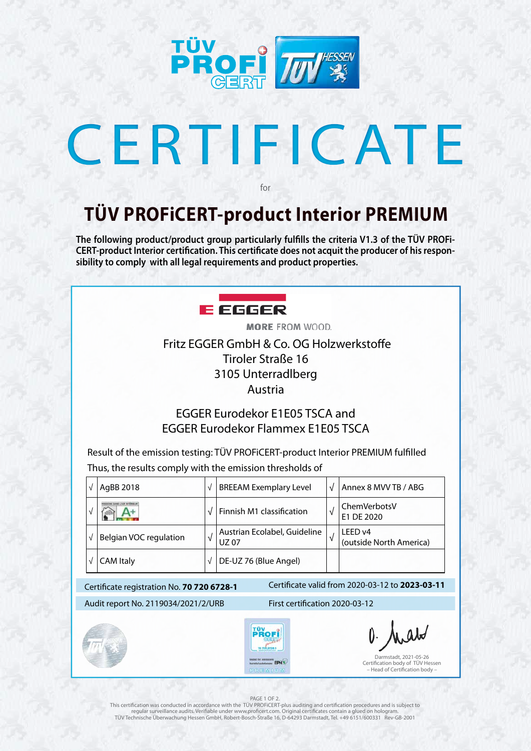# CERTIFICATE

for

## TÜV PROFiCERT-product Interior PREMIUM

**The following product/product group particularly fulfills the criteria V1.3 of the TÜV PROFi-CERT-product Interior certification. This certificate does not acquit the producer of his responsibility to comply with all legal requirements and product properties.**

EGGER

MORE FROM WOOD.

Fritz EGGER GmbH & Co. OG Holzwerkstoffe
Tiroler Straße 16
3105 Unterradlberg
Austria

EGGER Eurodekor E1E05 TSCA and
EGGER Eurodekor Flammex E1E05 TSCA

Result of the emission testing: TÜV PROFiCERT-product Interior PREMIUM fulfilled

Thus, the results comply with the emission thresholds of

| √ | AgBB 2018 | √ | BREEAM Exemplary Level | √ | Annex 8 MVV TB / ABG |
|---|---|---|---|---|---|
| √ | A+ | √ | Finnish M1 classification | √ | ChemVerbotsV E1 DE 2020 |
| √ | Belgian VOC regulation | √ | Austrian Ecolabel, Guideline UZ 07 | √ | LEED v4 (outside North America) |
| √ | CAM Italy | √ | DE-UZ 76 (Blue Angel) | | |

Certificate registration No. **70 720 6728-1** Certificate valid from 2020-03-12 to **2023-03-11**

Audit report No. 2119034/2021/2/URB First certification 2020-03-12

Darmstadt, 2021-05-26
Certification body of TÜV Hessen
– Head of Certification body –

This certification was conducted in accordance with the TÜV PROFiCERT-plus auditing and certification procedures and is subject to regular surveillance audits. Verifiable under www.proficert.com. Original certificates contain a glued on hologram.
TÜV Technische Überwachung Hessen GmbH, Robert-Bosch-Straße 16, D-64293 Darmstadt, Tel. +49 6151/600331 Rev-GB-2001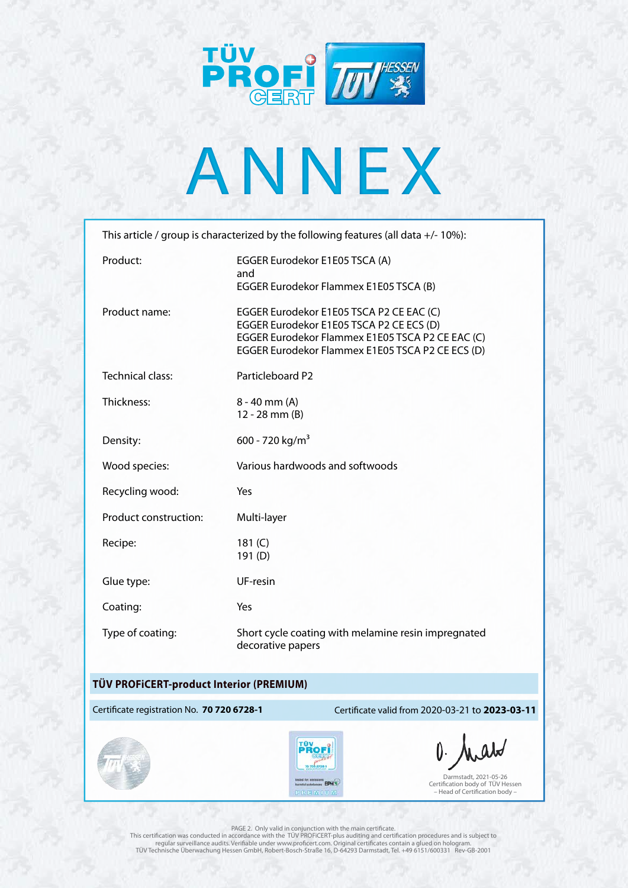# ANNEX

This article / group is characterized by the following features (all data +/- 10%):

| | |
|---|---|
| Product: | EGGER Eurodekor E1E05 TSCA (A) and EGGER Eurodekor Flammex E1E05 TSCA (B) |
| Product name: | EGGER Eurodekor E1E05 TSCA P2 CE EAC (C)<br>EGGER Eurodekor E1E05 TSCA P2 CE ECS (D)<br>EGGER Eurodekor Flammex E1E05 TSCA P2 CE EAC (C)<br>EGGER Eurodekor Flammex E1E05 TSCA P2 CE ECS (D) |
| Technical class: | Particleboard P2 |
| Thickness: | 8 - 40 mm (A)<br>12 - 28 mm (B) |
| Density: | 600 - 720 kg/m$^3$ |
| Wood species: | Various hardwoods and softwoods |
| Recycling wood: | Yes |
| Product construction: | Multi-layer |
| Recipe: | 181 (C)<br>191 (D) |
| Glue type: | UF-resin |
| Coating: | Yes |
| Type of coating: | Short cycle coating with melamine resin impregnated decorative papers |

**TÜV PROFiCERT-product Interior (PREMIUM)**

Certificate registration No. **70 720 6728-1**

Certificate valid from 2020-03-21 to **2023-03-11**

Darmstadt, 2021-05-26
Certification body of TÜV Hessen
– Head of Certification body –

PAGE 2. Only valid in conjunction with the main certificate.
This certification was conducted in accordance with the TÜV PROFiCERT-plus auditing and certification procedures and is subject to regular surveillance audits. Verifiable under www.proficert.com. Original certificates contain a glued on hologram.
TÜV Technische Überwachung Hessen GmbH, Robert-Bosch-Straße 16, D-64293 Darmstadt, Tel. +49 6151/600331 Rev-GB-2001